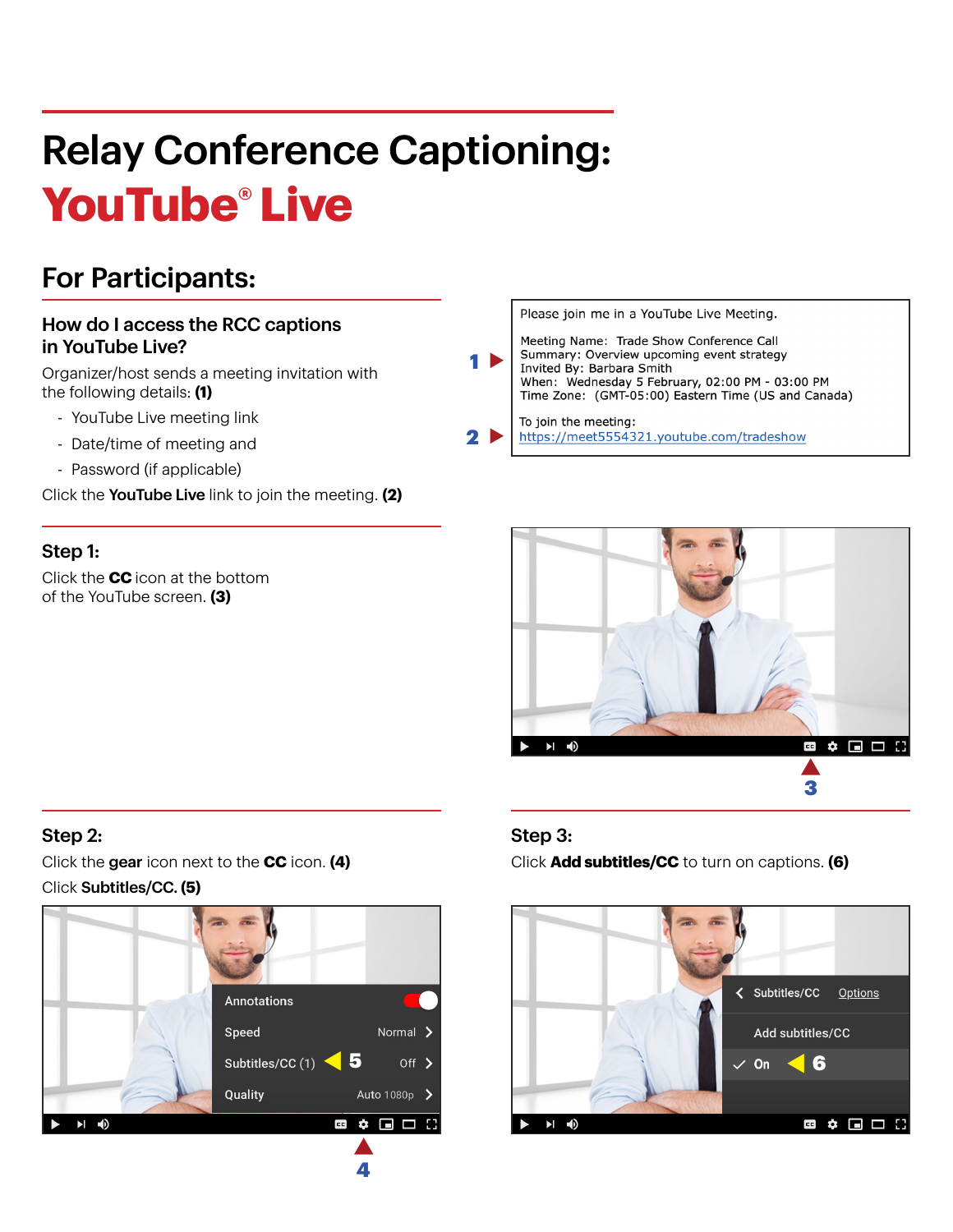# Relay Conference Captioning: YouTube® Live

## For Participants:

### How do I access the RCC captions in YouTube Live?

Organizer/host sends a meeting invitation with the following details: **(1)**

- YouTube Live meeting link
- Date/time of meeting and
- Password (if applicable)

Click the **YouTube Live** link to join the meeting. **(2)**

```
Please join me in a YouTube Live Meeting.

Meeting Name:  Trade Show Conference Call
Summary: Overview upcoming event strategy
Invited By: Barbara Smith
When:  Wednesday 5 February, 02:00 PM - 03:00 PM
Time Zone:  (GMT-05:00) Eastern Time (US and Canada)

To join the meeting:
https://meet5554321.youtube.com/tradeshow
```

### Step 1:

Click the **CC** icon at the bottom of the YouTube screen. **(3)**

### Step 2:

Click the **gear** icon next to the **CC** icon. **(4)**

Click **Subtitles/CC. (5)**

### Step 3:

Click **Add subtitles/CC** to turn on captions. **(6)**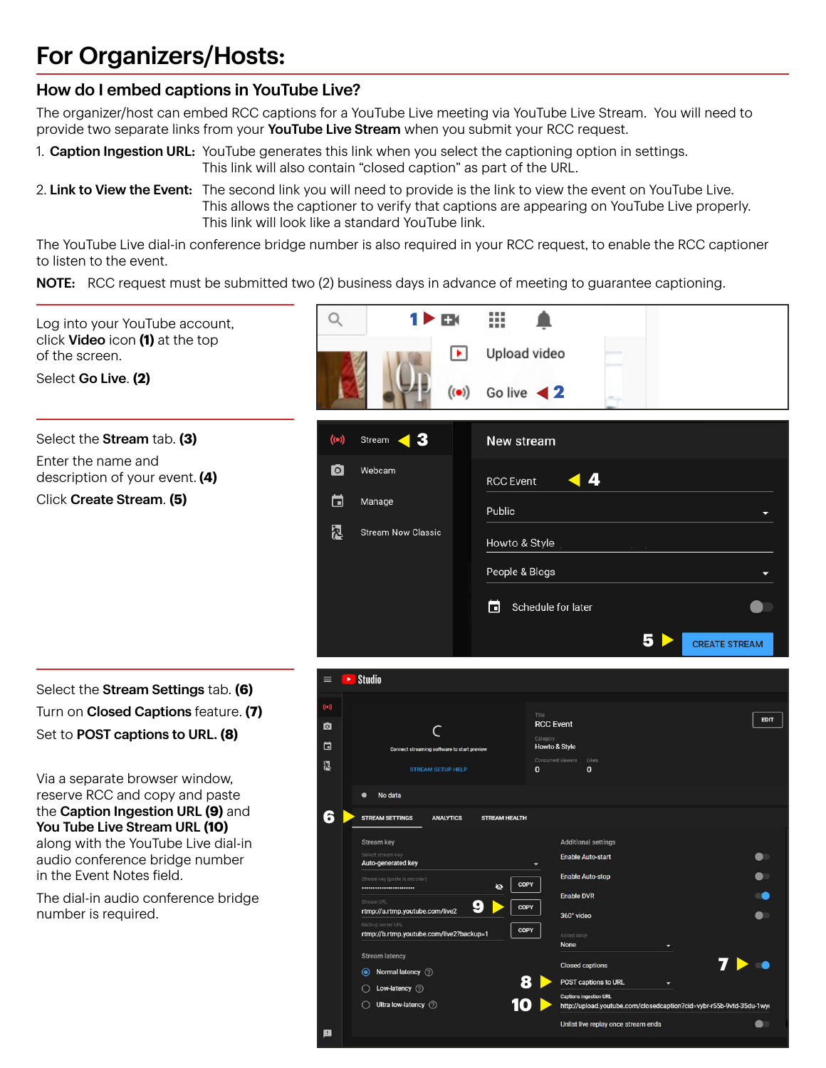# For Organizers/Hosts:

## How do I embed captions in YouTube Live?

The organizer/host can embed RCC captions for a YouTube Live meeting via YouTube Live Stream. You will need to provide two separate links from your **YouTube Live Stream** when you submit your RCC request.

1. **Caption Ingestion URL:** YouTube generates this link when you select the captioning option in settings. This link will also contain "closed caption" as part of the URL.
2. **Link to View the Event:** The second link you will need to provide is the link to view the event on YouTube Live. This allows the captioner to verify that captions are appearing on YouTube Live properly. This link will look like a standard YouTube link.

The YouTube Live dial-in conference bridge number is also required in your RCC request, to enable the RCC captioner to listen to the event.

**NOTE:** RCC request must be submitted two (2) business days in advance of meeting to guarantee captioning.

---

Log into your YouTube account, click **Video** icon **(1)** at the top of the screen.

Select **Go Live**. **(2)**

---

Select the **Stream** tab. **(3)**

Enter the name and description of your event. **(4)**

Click **Create Stream**. **(5)**

---

Select the **Stream Settings** tab. **(6)**

Turn on **Closed Captions** feature. **(7)**

Set to **POST captions to URL. (8)**

Via a separate browser window, reserve RCC and copy and paste the **Caption Ingestion URL (9)** and **You Tube Live Stream URL (10)** along with the YouTube Live dial-in audio conference bridge number in the Event Notes field.

The dial-in audio conference bridge number is required.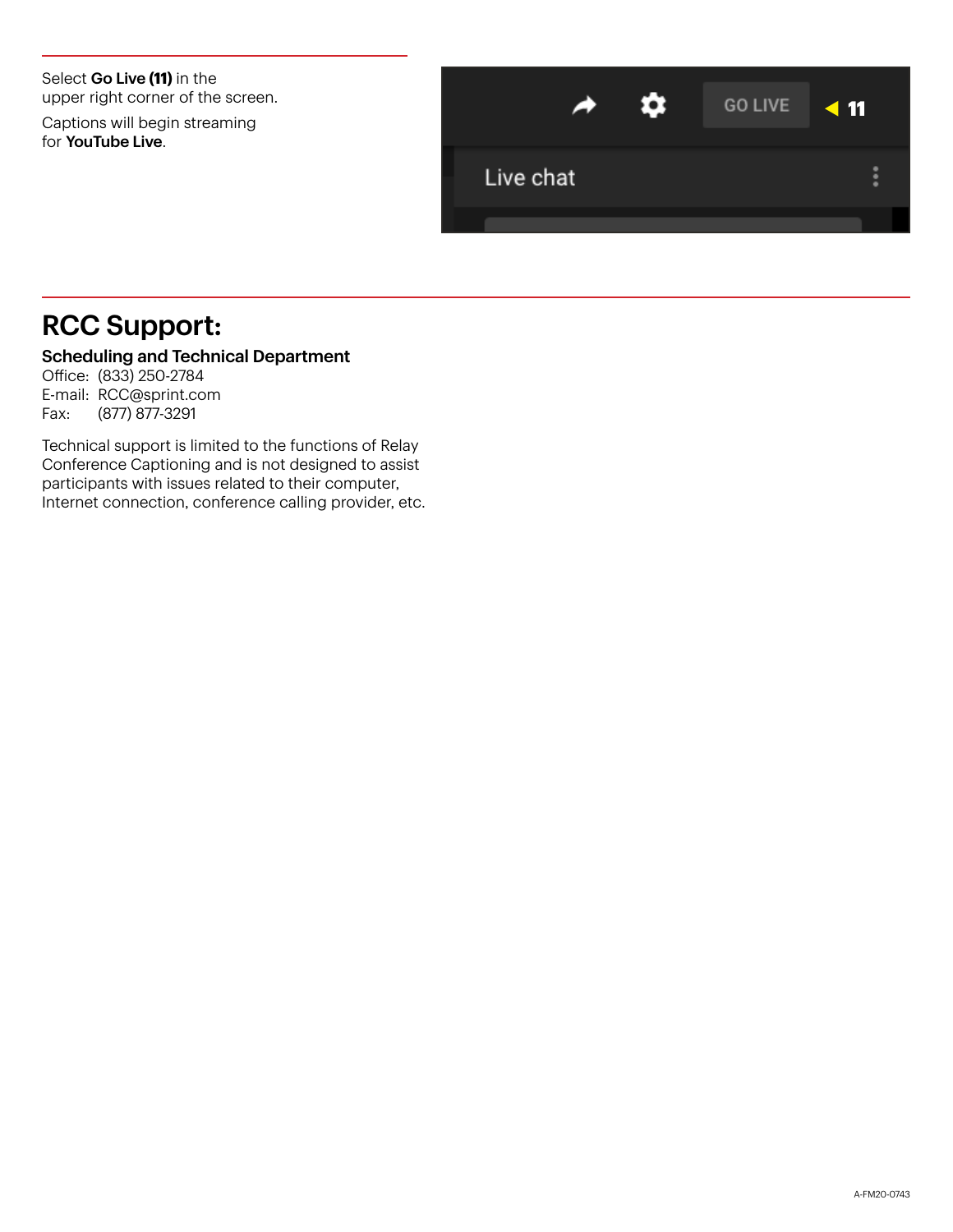Select **Go Live (11)** in the upper right corner of the screen.

Captions will begin streaming for **YouTube Live**.

GO LIVE
11
Live chat

## RCC Support:

**Scheduling and Technical Department**
Office: (833) 250-2784
E-mail: RCC@sprint.com
Fax: (877) 877-3291

Technical support is limited to the functions of Relay Conference Captioning and is not designed to assist participants with issues related to their computer, Internet connection, conference calling provider, etc.

A-FM20-0743